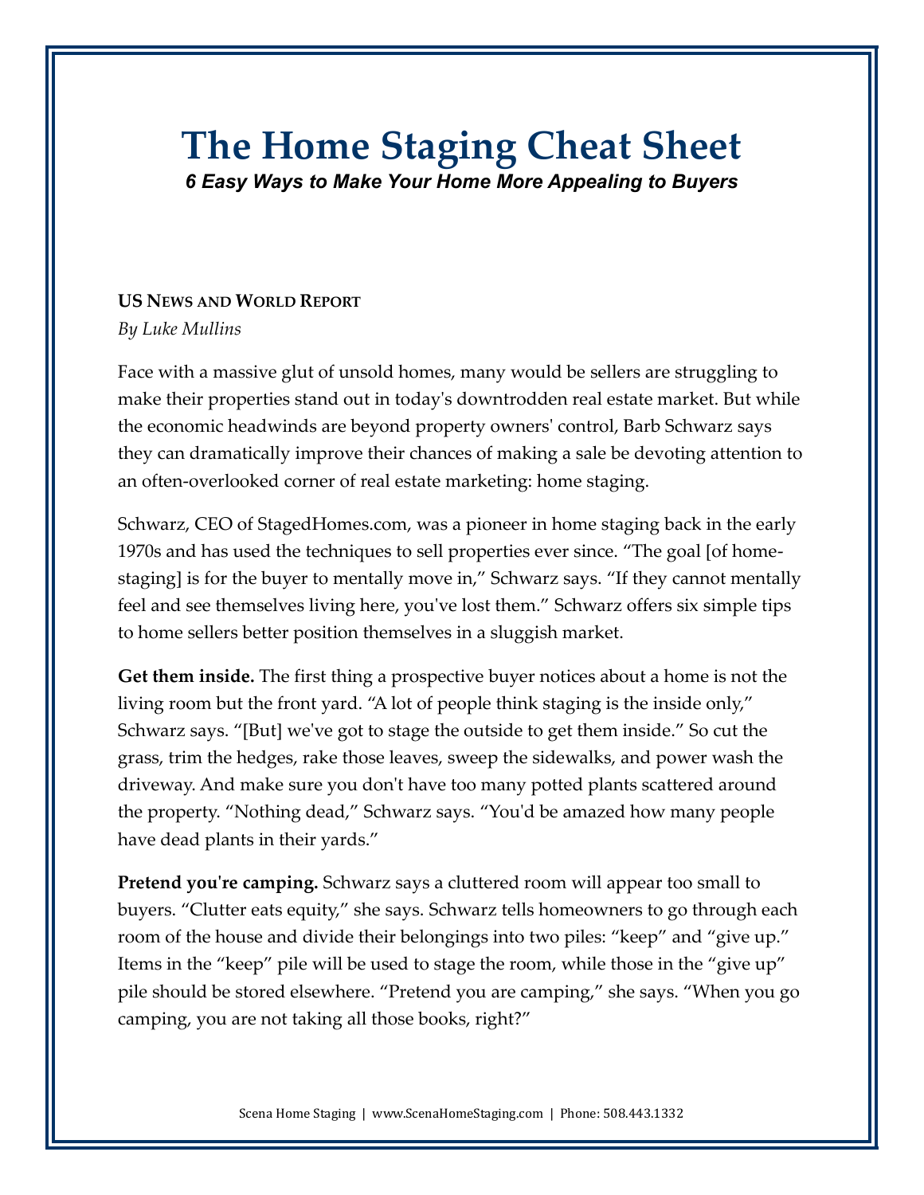# The Home Staging Cheat Sheet

***6 Easy Ways to Make Your Home More Appealing to Buyers***

**US NEWS AND WORLD REPORT**

*By Luke Mullins*

Face with a massive glut of unsold homes, many would be sellers are struggling to make their properties stand out in today's downtrodden real estate market. But while the economic headwinds are beyond property owners' control, Barb Schwarz says they can dramatically improve their chances of making a sale be devoting attention to an often-overlooked corner of real estate marketing: home staging.

Schwarz, CEO of StagedHomes.com, was a pioneer in home staging back in the early 1970s and has used the techniques to sell properties ever since. "The goal [of home-staging] is for the buyer to mentally move in," Schwarz says. "If they cannot mentally feel and see themselves living here, you've lost them." Schwarz offers six simple tips to home sellers better position themselves in a sluggish market.

**Get them inside.** The first thing a prospective buyer notices about a home is not the living room but the front yard. "A lot of people think staging is the inside only," Schwarz says. "[But] we've got to stage the outside to get them inside." So cut the grass, trim the hedges, rake those leaves, sweep the sidewalks, and power wash the driveway. And make sure you don't have too many potted plants scattered around the property. "Nothing dead," Schwarz says. "You'd be amazed how many people have dead plants in their yards."

**Pretend you're camping.** Schwarz says a cluttered room will appear too small to buyers. "Clutter eats equity," she says. Schwarz tells homeowners to go through each room of the house and divide their belongings into two piles: "keep" and "give up." Items in the "keep" pile will be used to stage the room, while those in the "give up" pile should be stored elsewhere. "Pretend you are camping," she says. "When you go camping, you are not taking all those books, right?"

Scena Home Staging | www.ScenaHomeStaging.com | Phone: 508.443.1332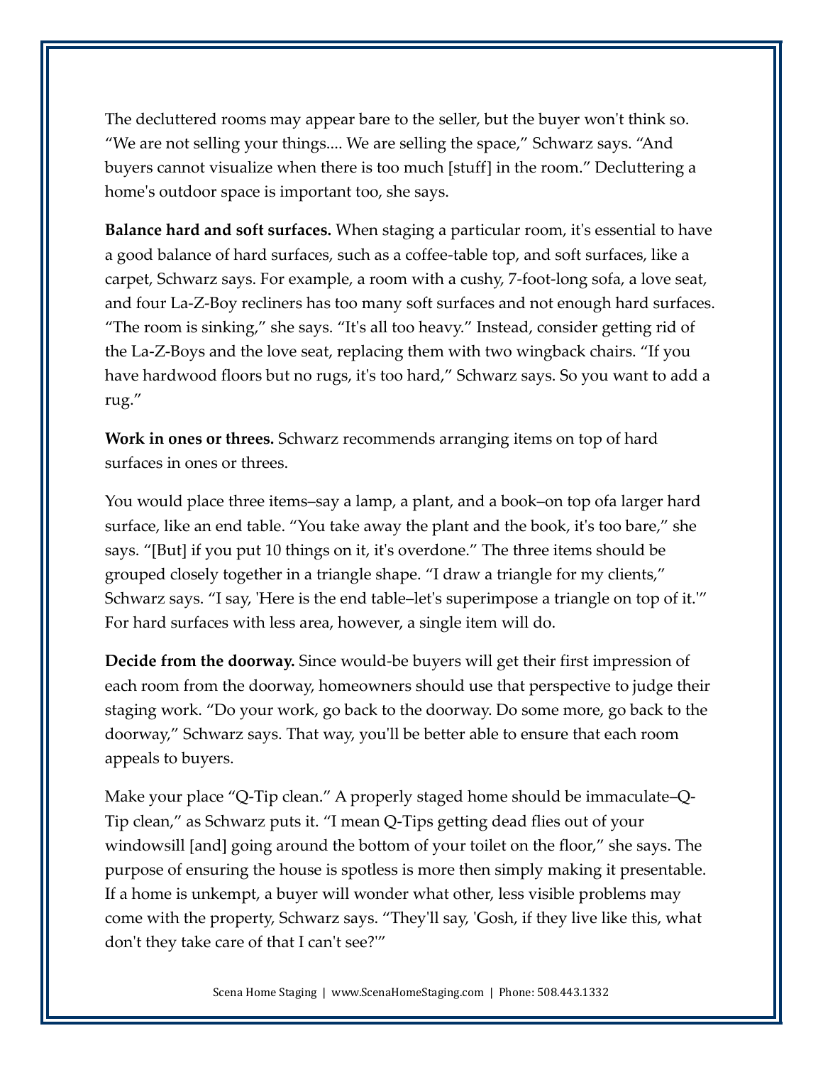The decluttered rooms may appear bare to the seller, but the buyer won't think so. “We are not selling your things.... We are selling the space,” Schwarz says. “And buyers cannot visualize when there is too much [stuff] in the room.” Decluttering a home's outdoor space is important too, she says.

**Balance hard and soft surfaces.** When staging a particular room, it's essential to have a good balance of hard surfaces, such as a coffee-table top, and soft surfaces, like a carpet, Schwarz says. For example, a room with a cushy, 7-foot-long sofa, a love seat, and four La-Z-Boy recliners has too many soft surfaces and not enough hard surfaces. “The room is sinking,” she says. “It's all too heavy.” Instead, consider getting rid of the La-Z-Boys and the love seat, replacing them with two wingback chairs. “If you have hardwood floors but no rugs, it's too hard,” Schwarz says. So you want to add a rug.”

**Work in ones or threes.** Schwarz recommends arranging items on top of hard surfaces in ones or threes.

You would place three items–say a lamp, a plant, and a book–on top ofa larger hard surface, like an end table. “You take away the plant and the book, it's too bare,” she says. “[But] if you put 10 things on it, it's overdone.” The three items should be grouped closely together in a triangle shape. “I draw a triangle for my clients,” Schwarz says. “I say, 'Here is the end table–let's superimpose a triangle on top of it.'” For hard surfaces with less area, however, a single item will do.

**Decide from the doorway.** Since would-be buyers will get their first impression of each room from the doorway, homeowners should use that perspective to judge their staging work. “Do your work, go back to the doorway. Do some more, go back to the doorway,” Schwarz says. That way, you'll be better able to ensure that each room appeals to buyers.

Make your place “Q-Tip clean.” A properly staged home should be immaculate–Q-Tip clean,” as Schwarz puts it. “I mean Q-Tips getting dead flies out of your windowsill [and] going around the bottom of your toilet on the floor,” she says. The purpose of ensuring the house is spotless is more then simply making it presentable. If a home is unkempt, a buyer will wonder what other, less visible problems may come with the property, Schwarz says. “They'll say, 'Gosh, if they live like this, what don't they take care of that I can't see?'”

Scena Home Staging | www.ScenaHomeStaging.com | Phone: 508.443.1332